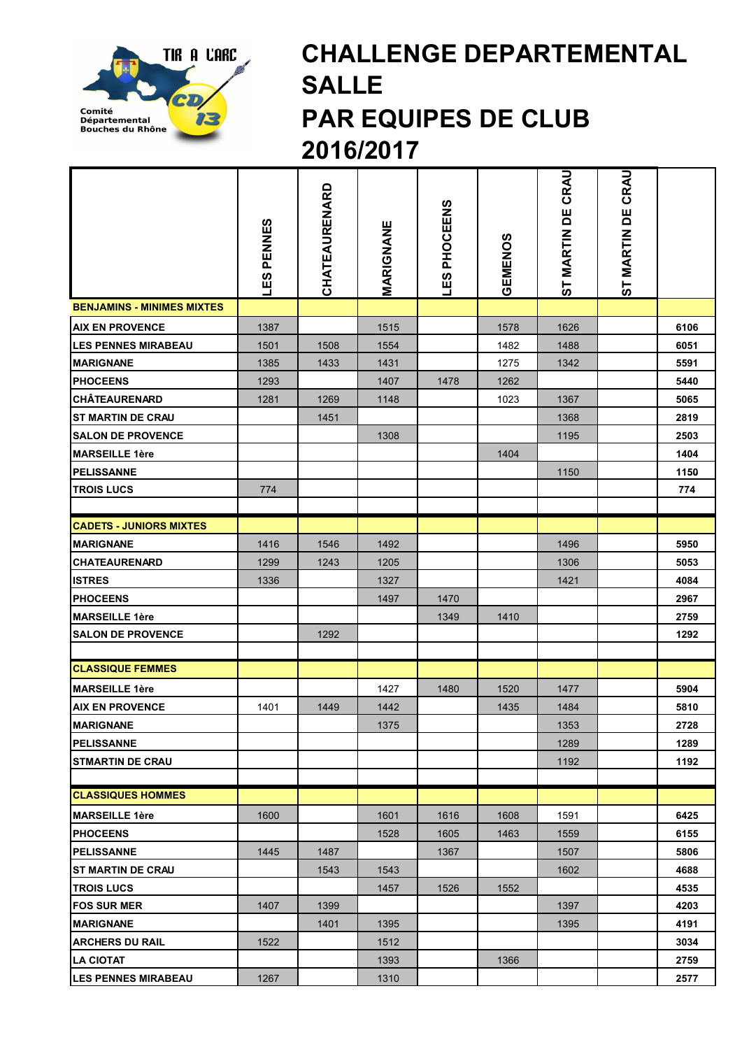# CHALLENGE DEPARTEMENTAL SALLE PAR EQUIPES DE CLUB 2016/2017

| | LES PENNES | CHATEAURENARD | MARIGNANE | LES PHOCEENS | GEMENOS | ST MARTIN DE CRAU | ST MARTIN DE CRAU | |
|---|---|---|---|---|---|---|---|---|
| **BENJAMINS - MINIMES MIXTES** | | | | | | | | |
| **AIX EN PROVENCE** | 1387 | | 1515 | | 1578 | 1626 | | **6106** |
| **LES PENNES MIRABEAU** | 1501 | 1508 | 1554 | | 1482 | 1488 | | **6051** |
| **MARIGNANE** | 1385 | 1433 | 1431 | | 1275 | 1342 | | **5591** |
| **PHOCEENS** | 1293 | | 1407 | 1478 | 1262 | | | **5440** |
| **CHÂTEAURENARD** | 1281 | 1269 | 1148 | | 1023 | 1367 | | **5065** |
| **ST MARTIN DE CRAU** | | 1451 | | | | 1368 | | **2819** |
| **SALON DE PROVENCE** | | | 1308 | | | 1195 | | **2503** |
| **MARSEILLE 1ère** | | | | | 1404 | | | **1404** |
| **PELISSANNE** | | | | | | 1150 | | **1150** |
| **TROIS LUCS** | 774 | | | | | | | **774** |
| | | | | | | | | |
| **CADETS - JUNIORS MIXTES** | | | | | | | | |
| **MARIGNANE** | 1416 | 1546 | 1492 | | | 1496 | | **5950** |
| **CHATEAURENARD** | 1299 | 1243 | 1205 | | | 1306 | | **5053** |
| **ISTRES** | 1336 | | 1327 | | | 1421 | | **4084** |
| **PHOCEENS** | | | 1497 | 1470 | | | | **2967** |
| **MARSEILLE 1ère** | | | | 1349 | 1410 | | | **2759** |
| **SALON DE PROVENCE** | | 1292 | | | | | | **1292** |
| | | | | | | | | |
| **CLASSIQUE FEMMES** | | | | | | | | |
| **MARSEILLE 1ère** | | | 1427 | 1480 | 1520 | 1477 | | **5904** |
| **AIX EN PROVENCE** | 1401 | 1449 | 1442 | | 1435 | 1484 | | **5810** |
| **MARIGNANE** | | | 1375 | | | 1353 | | **2728** |
| **PELISSANNE** | | | | | | 1289 | | **1289** |
| **STMARTIN DE CRAU** | | | | | | 1192 | | **1192** |
| | | | | | | | | |
| **CLASSIQUES HOMMES** | | | | | | | | |
| **MARSEILLE 1ère** | 1600 | | 1601 | 1616 | 1608 | 1591 | | **6425** |
| **PHOCEENS** | | | 1528 | 1605 | 1463 | 1559 | | **6155** |
| **PELISSANNE** | 1445 | 1487 | | 1367 | | 1507 | | **5806** |
| **ST MARTIN DE CRAU** | | 1543 | 1543 | | | 1602 | | **4688** |
| **TROIS LUCS** | | | 1457 | 1526 | 1552 | | | **4535** |
| **FOS SUR MER** | 1407 | 1399 | | | | 1397 | | **4203** |
| **MARIGNANE** | | 1401 | 1395 | | | 1395 | | **4191** |
| **ARCHERS DU RAIL** | 1522 | | 1512 | | | | | **3034** |
| **LA CIOTAT** | | | 1393 | | 1366 | | | **2759** |
| **LES PENNES MIRABEAU** | 1267 | | 1310 | | | | | **2577** |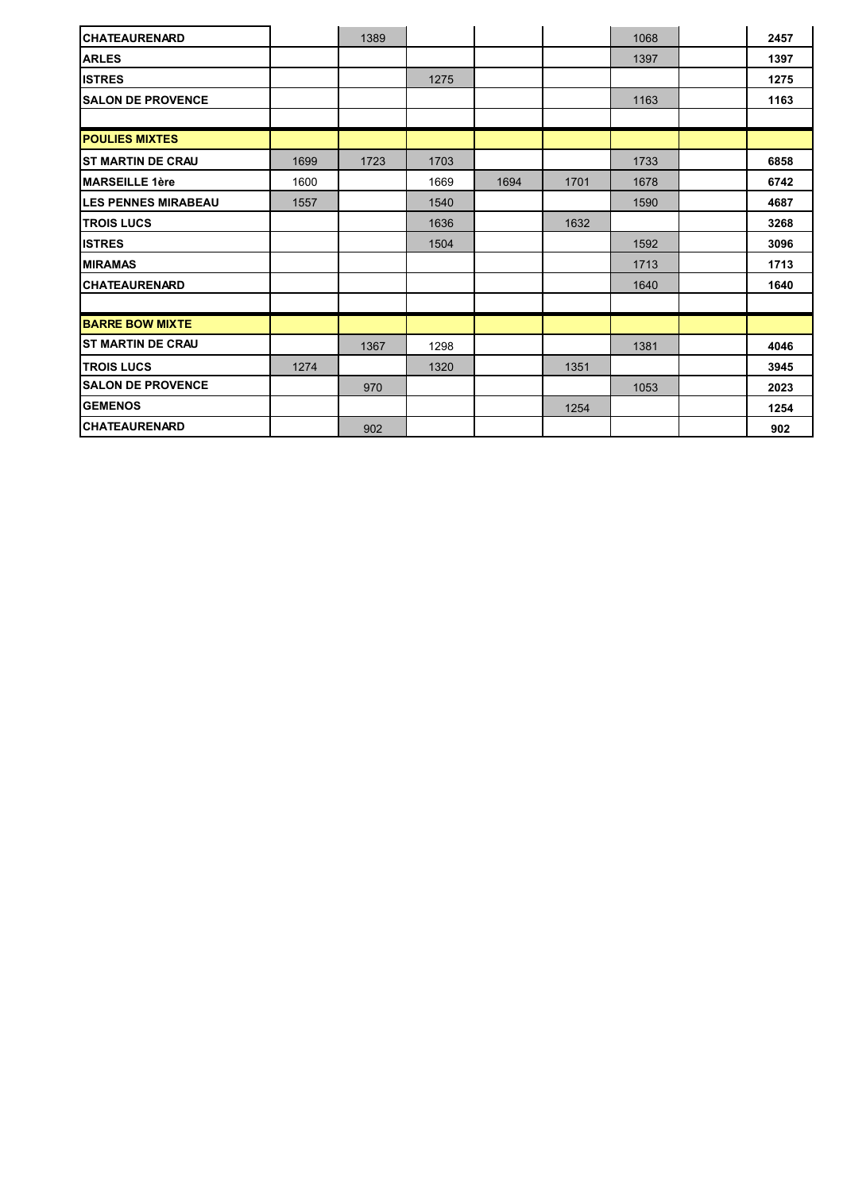| | | | | | | | | |
|---|---|---|---|---|---|---|---|---|
| **CHATEAURENARD** | | 1389 | | | | 1068 | | **2457** |
| **ARLES** | | | | | | 1397 | | **1397** |
| **ISTRES** | | | 1275 | | | | | **1275** |
| **SALON DE PROVENCE** | | | | | | 1163 | | **1163** |
| | | | | | | | | |
| **POULIES MIXTES** | | | | | | | | |
| **ST MARTIN DE CRAU** | 1699 | 1723 | 1703 | | | 1733 | | **6858** |
| **MARSEILLE 1ère** | 1600 | | 1669 | 1694 | 1701 | 1678 | | **6742** |
| **LES PENNES MIRABEAU** | 1557 | | 1540 | | | 1590 | | **4687** |
| **TROIS LUCS** | | | 1636 | | 1632 | | | **3268** |
| **ISTRES** | | | 1504 | | | 1592 | | **3096** |
| **MIRAMAS** | | | | | | 1713 | | **1713** |
| **CHATEAURENARD** | | | | | | 1640 | | **1640** |
| | | | | | | | | |
| **BARRE BOW MIXTE** | | | | | | | | |
| **ST MARTIN DE CRAU** | | 1367 | 1298 | | | 1381 | | **4046** |
| **TROIS LUCS** | 1274 | | 1320 | | 1351 | | | **3945** |
| **SALON DE PROVENCE** | | 970 | | | | 1053 | | **2023** |
| **GEMENOS** | | | | | 1254 | | | **1254** |
| **CHATEAURENARD** | | 902 | | | | | | **902** |